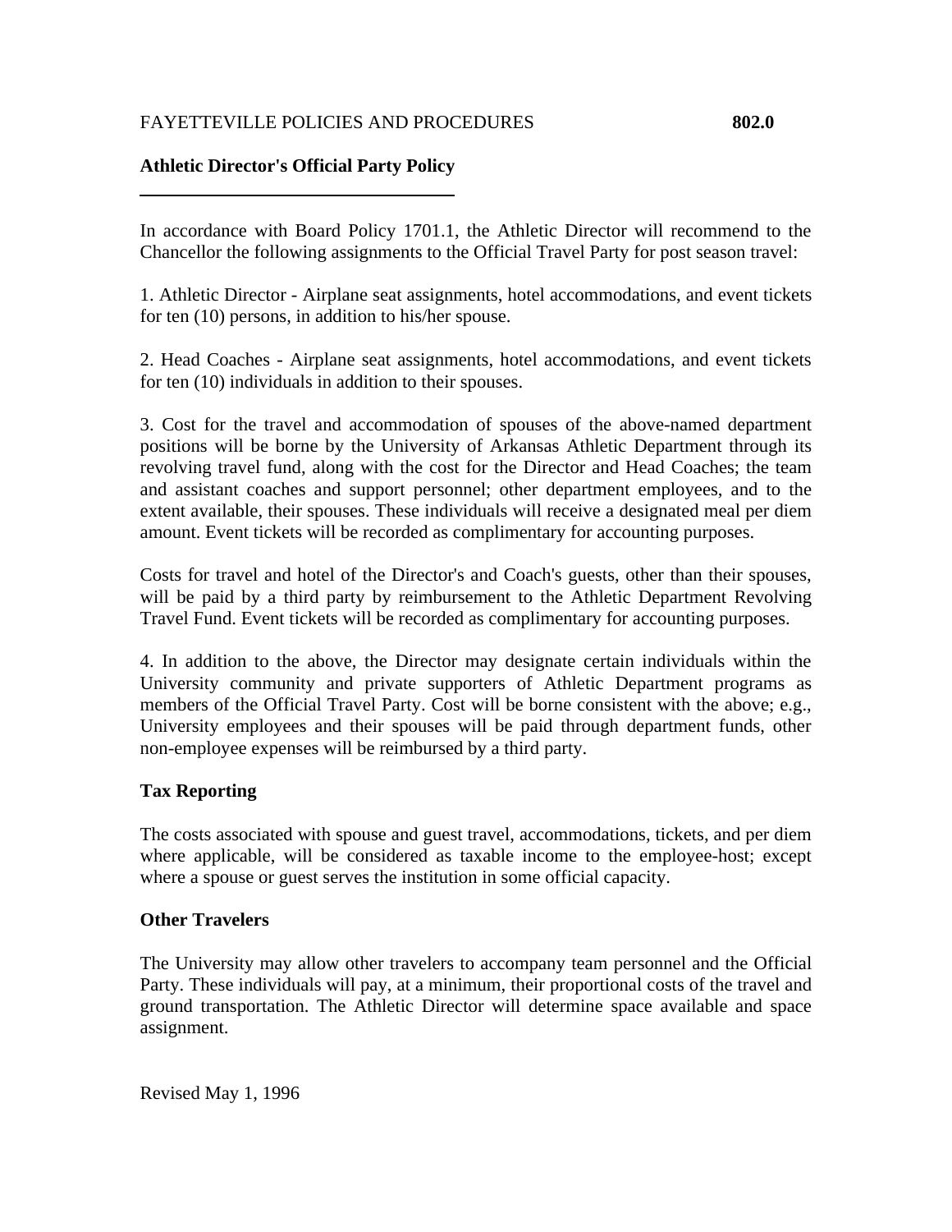FAYETTEVILLE POLICIES AND PROCEDURES **802.0**

## Athletic Director's Official Party Policy

In accordance with Board Policy 1701.1, the Athletic Director will recommend to the Chancellor the following assignments to the Official Travel Party for post season travel:

1. Athletic Director - Airplane seat assignments, hotel accommodations, and event tickets for ten (10) persons, in addition to his/her spouse.

2. Head Coaches - Airplane seat assignments, hotel accommodations, and event tickets for ten (10) individuals in addition to their spouses.

3. Cost for the travel and accommodation of spouses of the above-named department positions will be borne by the University of Arkansas Athletic Department through its revolving travel fund, along with the cost for the Director and Head Coaches; the team and assistant coaches and support personnel; other department employees, and to the extent available, their spouses. These individuals will receive a designated meal per diem amount. Event tickets will be recorded as complimentary for accounting purposes.

Costs for travel and hotel of the Director's and Coach's guests, other than their spouses, will be paid by a third party by reimbursement to the Athletic Department Revolving Travel Fund. Event tickets will be recorded as complimentary for accounting purposes.

4. In addition to the above, the Director may designate certain individuals within the University community and private supporters of Athletic Department programs as members of the Official Travel Party. Cost will be borne consistent with the above; e.g., University employees and their spouses will be paid through department funds, other non-employee expenses will be reimbursed by a third party.

### Tax Reporting

The costs associated with spouse and guest travel, accommodations, tickets, and per diem where applicable, will be considered as taxable income to the employee-host; except where a spouse or guest serves the institution in some official capacity.

### Other Travelers

The University may allow other travelers to accompany team personnel and the Official Party. These individuals will pay, at a minimum, their proportional costs of the travel and ground transportation. The Athletic Director will determine space available and space assignment.

Revised May 1, 1996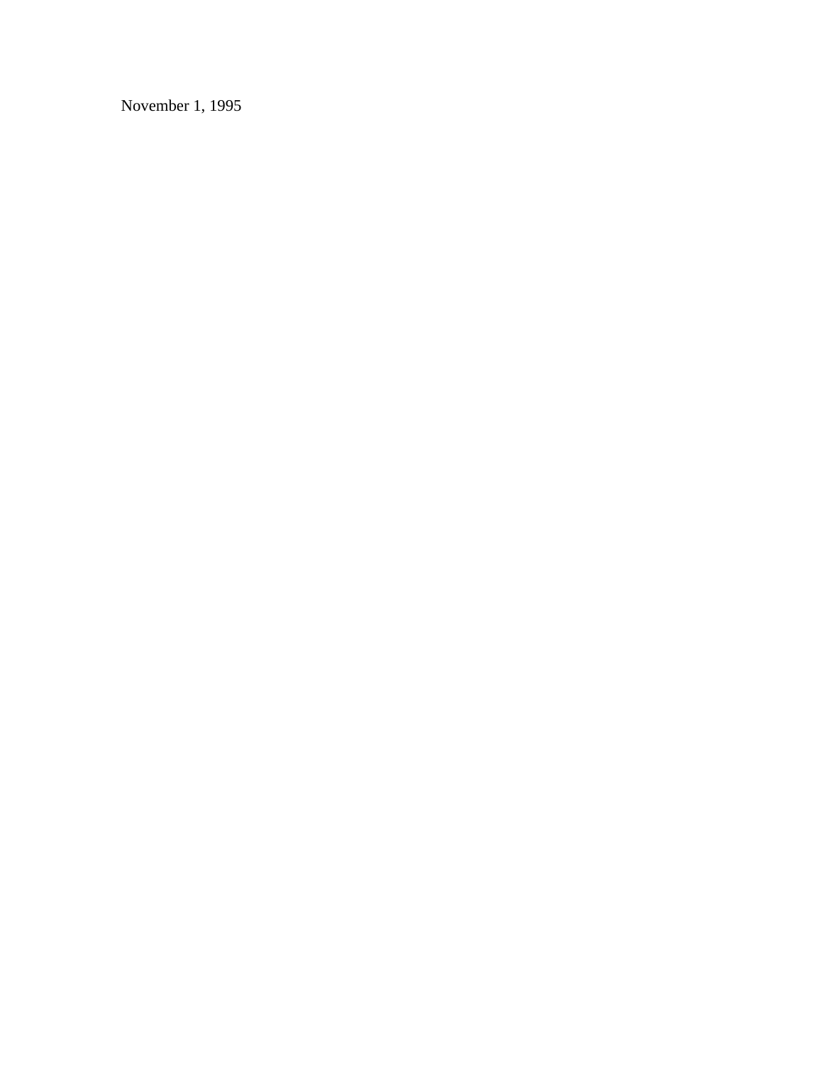November 1, 1995